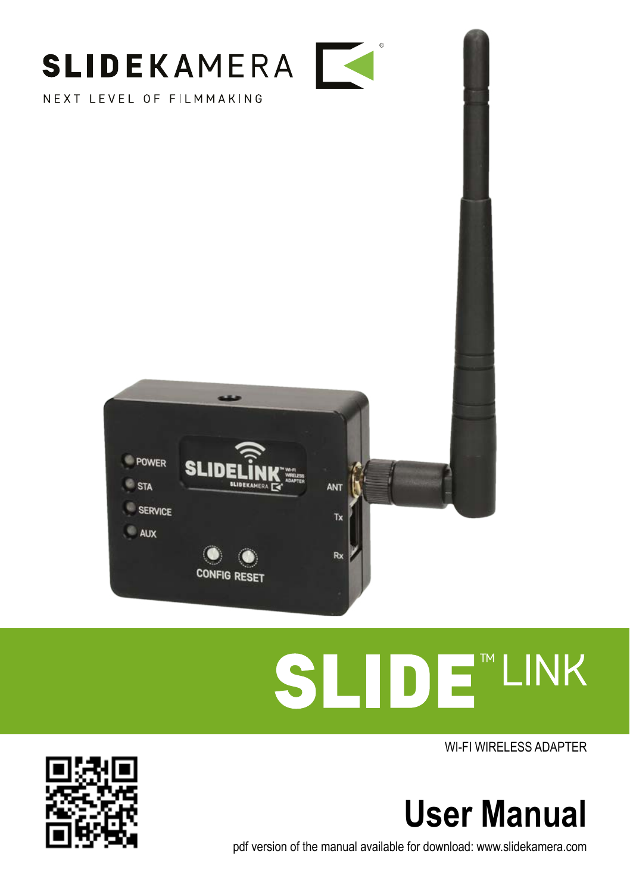SLIDEKAMERA

NEXT LEVEL OF FILMMAKING

# SLIDE™ LINK

WI-FI WIRELESS ADAPTER

# User Manual

pdf version of the manual available for download: www.slidekamera.com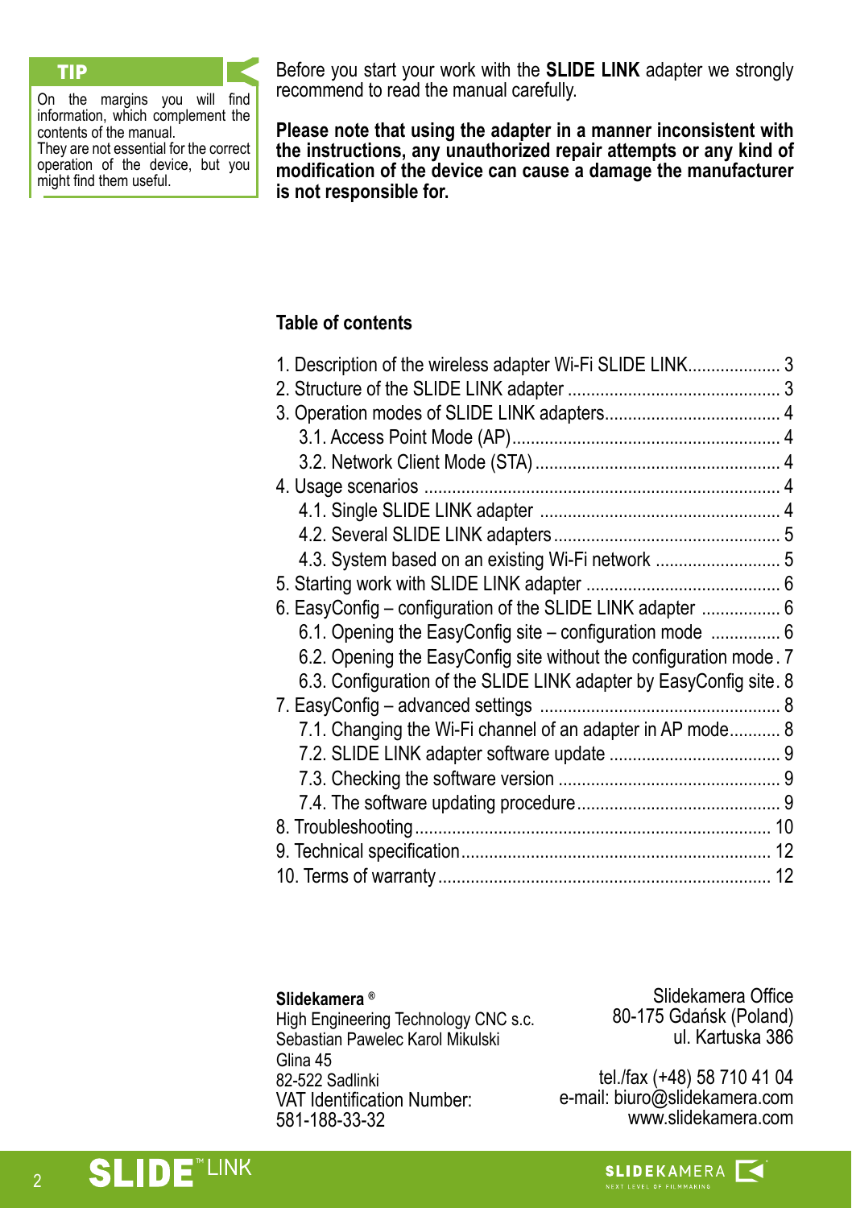**TIP**

On the margins you will find information, which complement the contents of the manual.
They are not essential for the correct operation of the device, but you might find them useful.

Before you start your work with the **SLIDE LINK** adapter we strongly recommend to read the manual carefully.

**Please note that using the adapter in a manner inconsistent with the instructions, any unauthorized repair attempts or any kind of modification of the device can cause a damage the manufacturer is not responsible for.**

## Table of contents

1. Description of the wireless adapter Wi-Fi SLIDE LINK .................... 3
2. Structure of the SLIDE LINK adapter .............................................. 3
3. Operation modes of SLIDE LINK adapters...................................... 4
   - 3.1. Access Point Mode (AP)......................................................... 4
   - 3.2. Network Client Mode (STA) .................................................... 4
4. Usage scenarios ............................................................................ 4
   - 4.1. Single SLIDE LINK adapter ................................................... 4
   - 4.2. Several SLIDE LINK adapters................................................ 5
   - 4.3. System based on an existing Wi-Fi network ........................... 5
5. Starting work with SLIDE LINK adapter .......................................... 6
6. EasyConfig – configuration of the SLIDE LINK adapter ................. 6
   - 6.1. Opening the EasyConfig site – configuration mode ............... 6
   - 6.2. Opening the EasyConfig site without the configuration mode . 7
   - 6.3. Configuration of the SLIDE LINK adapter by EasyConfig site . 8
7. EasyConfig – advanced settings ................................................... 8
   - 7.1. Changing the Wi-Fi channel of an adapter in AP mode........... 8
   - 7.2. SLIDE LINK adapter software update .................................... 9
   - 7.3. Checking the software version ............................................... 9
   - 7.4. The software updating procedure........................................... 9
8. Troubleshooting ........................................................................... 10
9. Technical specification.................................................................. 12
10. Terms of warranty ....................................................................... 12

**Slidekamera ®**
High Engineering Technology CNC s.c.
Sebastian Pawelec Karol Mikulski
Glina 45
82-522 Sadlinki
VAT Identification Number:
581-188-33-32

Slidekamera Office
80-175 Gdańsk (Poland)
ul. Kartuska 386

tel./fax (+48) 58 710 41 04
e-mail: biuro@slidekamera.com
www.slidekamera.com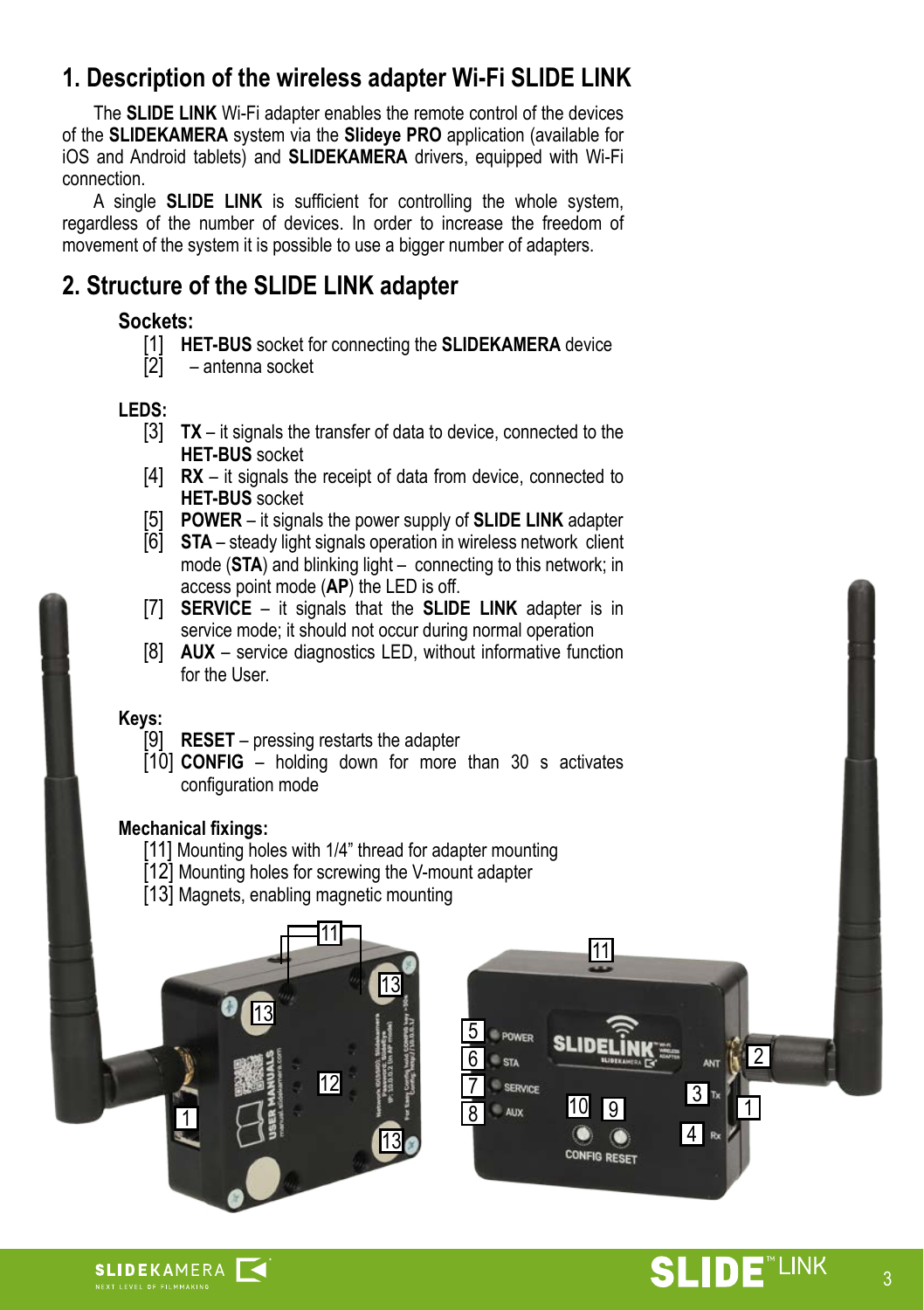## 1. Description of the wireless adapter Wi-Fi SLIDE LINK

The **SLIDE LINK** Wi-Fi adapter enables the remote control of the devices of the **SLIDEKAMERA** system via the **Slideye PRO** application (available for iOS and Android tablets) and **SLIDEKAMERA** drivers, equipped with Wi-Fi connection.

A single **SLIDE LINK** is sufficient for controlling the whole system, regardless of the number of devices. In order to increase the freedom of movement of the system it is possible to use a bigger number of adapters.

## 2. Structure of the SLIDE LINK adapter

### Sockets:

[1] **HET-BUS** socket for connecting the **SLIDEKAMERA** device
[2] – antenna socket

### LEDS:

[3] **TX** – it signals the transfer of data to device, connected to the **HET-BUS** socket
[4] **RX** – it signals the receipt of data from device, connected to **HET-BUS** socket
[5] **POWER** – it signals the power supply of **SLIDE LINK** adapter
[6] **STA** – steady light signals operation in wireless network client mode (**STA**) and blinking light – connecting to this network; in access point mode (**AP**) the LED is off.
[7] **SERVICE** – it signals that the **SLIDE LINK** adapter is in service mode; it should not occur during normal operation
[8] **AUX** – service diagnostics LED, without informative function for the User.

### Keys:

[9] **RESET** – pressing restarts the adapter
[10] **CONFIG** – holding down for more than 30 s activates configuration mode

### Mechanical fixings:

[11] Mounting holes with 1/4” thread for adapter mounting
[12] Mounting holes for screwing the V-mount adapter
[13] Magnets, enabling magnetic mounting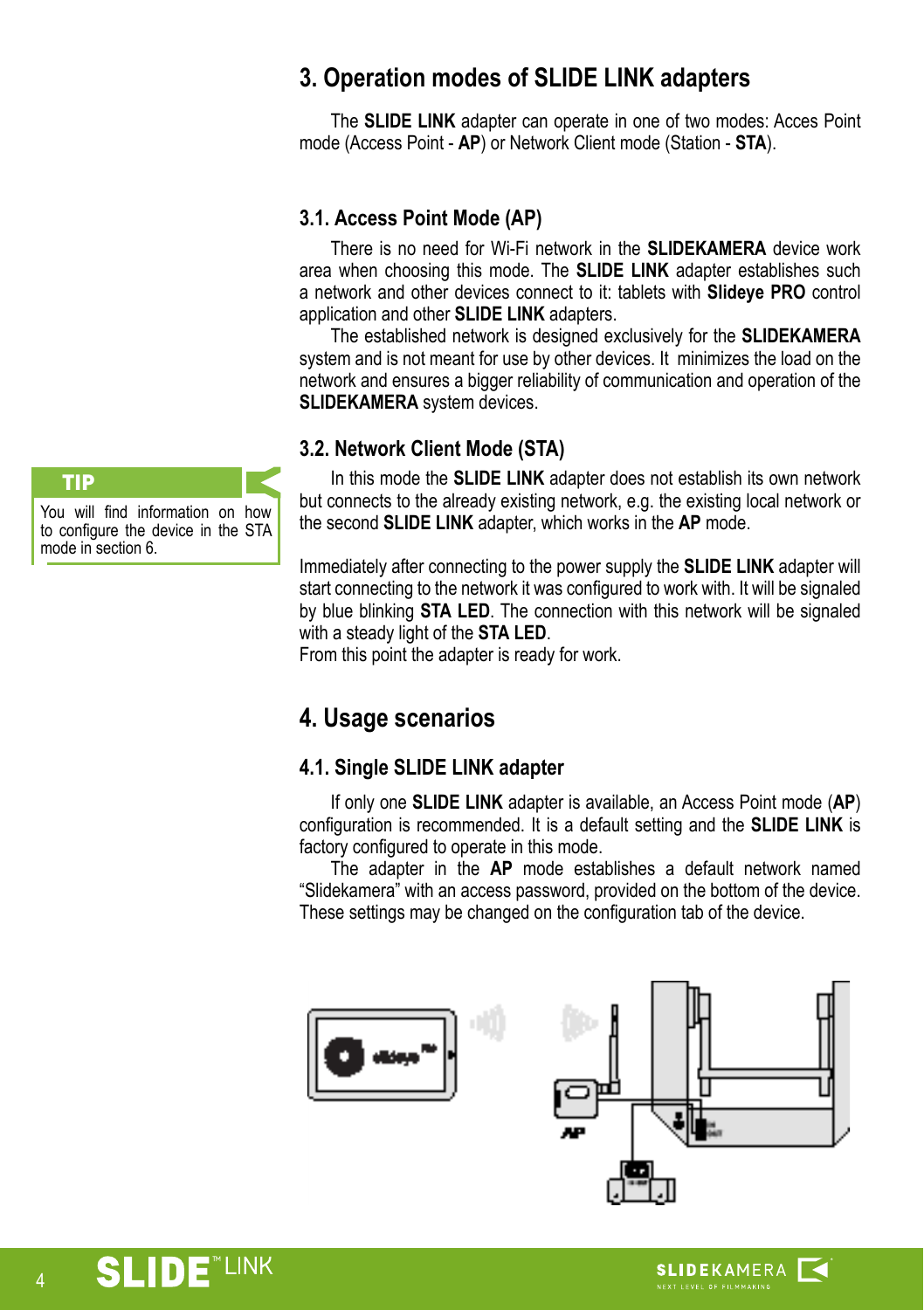## 3. Operation modes of SLIDE LINK adapters

The **SLIDE LINK** adapter can operate in one of two modes: Acces Point mode (Access Point - **AP**) or Network Client mode (Station - **STA**).

### 3.1. Access Point Mode (AP)

There is no need for Wi-Fi network in the **SLIDEKAMERA** device work area when choosing this mode. The **SLIDE LINK** adapter establishes such a network and other devices connect to it: tablets with **Slideye PRO** control application and other **SLIDE LINK** adapters.

The established network is designed exclusively for the **SLIDEKAMERA** system and is not meant for use by other devices. It minimizes the load on the network and ensures a bigger reliability of communication and operation of the **SLIDEKAMERA** system devices.

### 3.2. Network Client Mode (STA)

**TIP**

You will find information on how to configure the device in the STA mode in section 6.

In this mode the **SLIDE LINK** adapter does not establish its own network but connects to the already existing network, e.g. the existing local network or the second **SLIDE LINK** adapter, which works in the **AP** mode.

Immediately after connecting to the power supply the **SLIDE LINK** adapter will start connecting to the network it was configured to work with. It will be signaled by blue blinking **STA LED**. The connection with this network will be signaled with a steady light of the **STA LED**.
From this point the adapter is ready for work.

## 4. Usage scenarios

### 4.1. Single SLIDE LINK adapter

If only one **SLIDE LINK** adapter is available, an Access Point mode (**AP**) configuration is recommended. It is a default setting and the **SLIDE LINK** is factory configured to operate in this mode.

The adapter in the **AP** mode establishes a default network named "Slidekamera" with an access password, provided on the bottom of the device. These settings may be changed on the configuration tab of the device.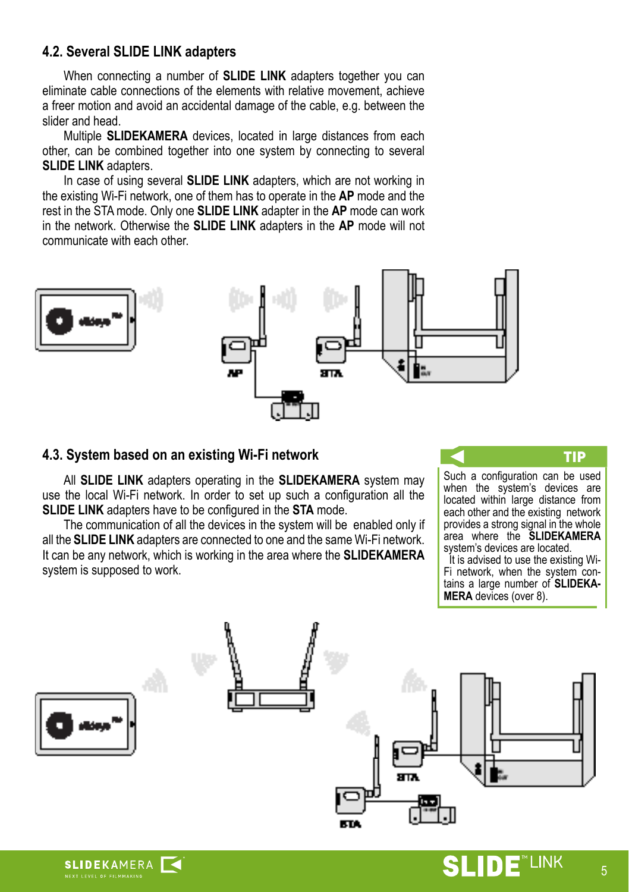## 4.2. Several SLIDE LINK adapters

When connecting a number of **SLIDE LINK** adapters together you can eliminate cable connections of the elements with relative movement, achieve a freer motion and avoid an accidental damage of the cable, e.g. between the slider and head.

Multiple **SLIDEKAMERA** devices, located in large distances from each other, can be combined together into one system by connecting to several **SLIDE LINK** adapters.

In case of using several **SLIDE LINK** adapters, which are not working in the existing Wi-Fi network, one of them has to operate in the **AP** mode and the rest in the STA mode. Only one **SLIDE LINK** adapter in the **AP** mode can work in the network. Otherwise the **SLIDE LINK** adapters in the **AP** mode will not communicate with each other.

## 4.3. System based on an existing Wi-Fi network

All **SLIDE LINK** adapters operating in the **SLIDEKAMERA** system may use the local Wi-Fi network. In order to set up such a configuration all the **SLIDE LINK** adapters have to be configured in the **STA** mode.

The communication of all the devices in the system will be enabled only if all the **SLIDE LINK** adapters are connected to one and the same Wi-Fi network. It can be any network, which is working in the area where the **SLIDEKAMERA** system is supposed to work.

**TIP**

Such a configuration can be used when the system's devices are located within large distance from each other and the existing network provides a strong signal in the whole area where the **SLIDEKAMERA** system's devices are located.

It is advised to use the existing Wi-Fi network, when the system contains a large number of **SLIDEKAMERA** devices (over 8).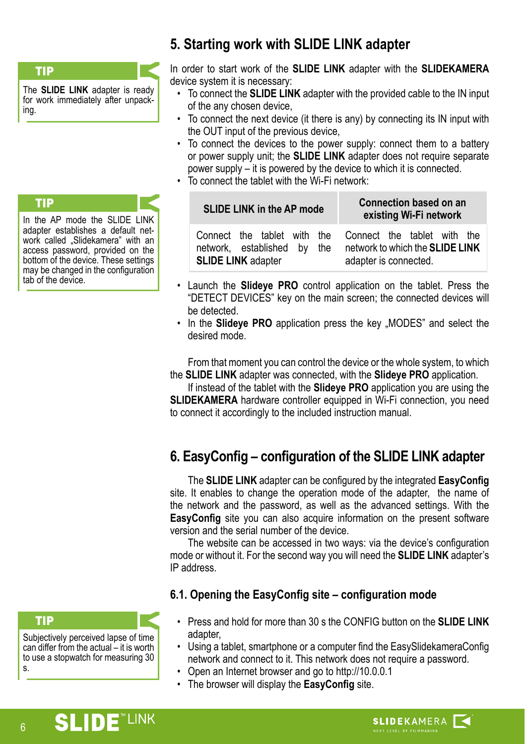## 5. Starting work with SLIDE LINK adapter

> **TIP**
>
> The **SLIDE LINK** adapter is ready for work immediately after unpacking.

In order to start work of the **SLIDE LINK** adapter with the **SLIDEKAMERA** device system it is necessary:

- To connect the **SLIDE LINK** adapter with the provided cable to the IN input of the any chosen device,
- To connect the next device (it there is any) by connecting its IN input with the OUT input of the previous device,
- To connect the devices to the power supply: connect them to a battery or power supply unit; the **SLIDE LINK** adapter does not require separate power supply – it is powered by the device to which it is connected.
- To connect the tablet with the Wi-Fi network:

> **TIP**
>
> In the AP mode the SLIDE LINK adapter establishes a default network called „Slidekamera" with an access password, provided on the bottom of the device. These settings may be changed in the configuration tab of the device.

| SLIDE LINK in the AP mode | Connection based on an existing Wi-Fi network |
|---|---|
| Connect the tablet with the network, established by the **SLIDE LINK** adapter | Connect the tablet with the network to which the **SLIDE LINK** adapter is connected. |

- Launch the **Slideye PRO** control application on the tablet. Press the "DETECT DEVICES" key on the main screen; the connected devices will be detected.
- In the **Slideye PRO** application press the key „MODES" and select the desired mode.

From that moment you can control the device or the whole system, to which the **SLIDE LINK** adapter was connected, with the **Slideye PRO** application.

If instead of the tablet with the **Slideye PRO** application you are using the **SLIDEKAMERA** hardware controller equipped in Wi-Fi connection, you need to connect it accordingly to the included instruction manual.

## 6. EasyConfig – configuration of the SLIDE LINK adapter

The **SLIDE LINK** adapter can be configured by the integrated **EasyConfig** site. It enables to change the operation mode of the adapter, the name of the network and the password, as well as the advanced settings. With the **EasyConfig** site you can also acquire information on the present software version and the serial number of the device.

The website can be accessed in two ways: via the device's configuration mode or without it. For the second way you will need the **SLIDE LINK** adapter's IP address.

### 6.1. Opening the EasyConfig site – configuration mode

> **TIP**
>
> Subjectively perceived lapse of time can differ from the actual – it is worth to use a stopwatch for measuring 30 s.

- Press and hold for more than 30 s the CONFIG button on the **SLIDE LINK** adapter,
- Using a tablet, smartphone or a computer find the EasySlidekameraConfig network and connect to it. This network does not require a password.
- Open an Internet browser and go to http://10.0.0.1
- The browser will display the **EasyConfig** site.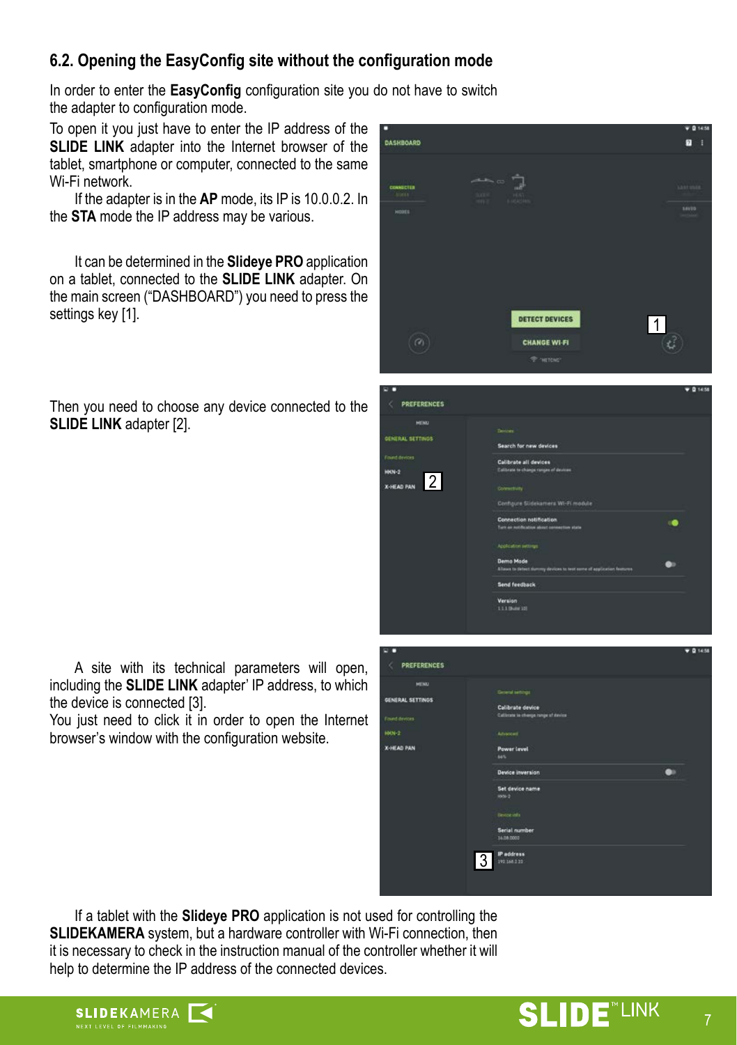## 6.2. Opening the EasyConfig site without the configuration mode

In order to enter the **EasyConfig** configuration site you do not have to switch the adapter to configuration mode.

To open it you just have to enter the IP address of the **SLIDE LINK** adapter into the Internet browser of the tablet, smartphone or computer, connected to the same Wi-Fi network.

If the adapter is in the **AP** mode, its IP is 10.0.0.2. In the **STA** mode the IP address may be various.

It can be determined in the **Slideye PRO** application on a tablet, connected to the **SLIDE LINK** adapter. On the main screen ("DASHBOARD") you need to press the settings key [1].

Then you need to choose any device connected to the **SLIDE LINK** adapter [2].

A site with its technical parameters will open, including the **SLIDE LINK** adapter' IP address, to which the device is connected [3].
You just need to click it in order to open the Internet browser's window with the configuration website.

If a tablet with the **Slideye PRO** application is not used for controlling the **SLIDEKAMERA** system, but a hardware controller with Wi-Fi connection, then it is necessary to check in the instruction manual of the controller whether it will help to determine the IP address of the connected devices.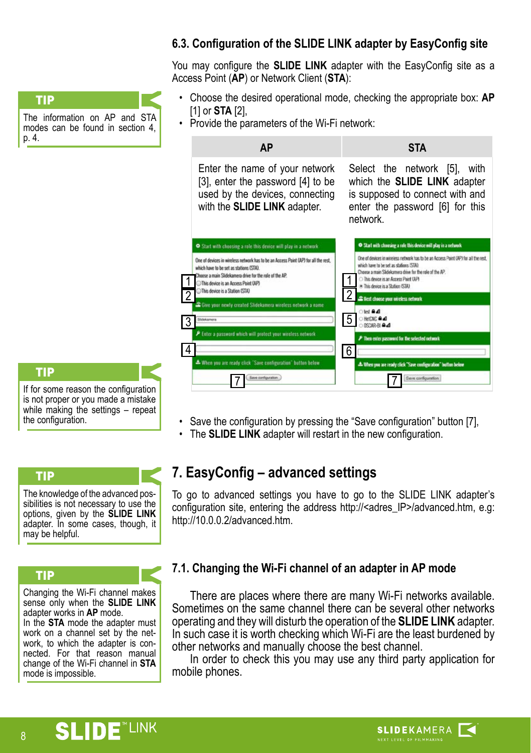## 6.3. Configuration of the SLIDE LINK adapter by EasyConfig site

You may configure the **SLIDE LINK** adapter with the EasyConfig site as a Access Point (**AP**) or Network Client (**STA**):

- Choose the desired operational mode, checking the appropriate box: **AP** [1] or **STA** [2],
- Provide the parameters of the Wi-Fi network:

| AP | STA |
| --- | --- |
| Enter the name of your network [3], enter the password [4] to be used by the devices, connecting with the **SLIDE LINK** adapter. | Select the network [5], with which the **SLIDE LINK** adapter is supposed to connect with and enter the password [6] for this network. |

- Save the configuration by pressing the “Save configuration” button [7],
- The **SLIDE LINK** adapter will restart in the new configuration.

**TIP**

The information on AP and STA modes can be found in section 4, p. 4.

**TIP**

If for some reason the configuration is not proper or you made a mistake while making the settings – repeat the configuration.

# 7. EasyConfig – advanced settings

To go to advanced settings you have to go to the SLIDE LINK adapter’s configuration site, entering the address http://<adres_IP>/advanced.htm, e.g: http://10.0.0.2/advanced.htm.

**TIP**

The knowledge of the advanced possibilities is not necessary to use the options, given by the **SLIDE LINK** adapter. In some cases, though, it may be helpful.

## 7.1. Changing the Wi-Fi channel of an adapter in AP mode

There are places where there are many Wi-Fi networks available. Sometimes on the same channel there can be several other networks operating and they will disturb the operation of the **SLIDE LINK** adapter. In such case it is worth checking which Wi-Fi are the least burdened by other networks and manually choose the best channel.

In order to check this you may use any third party application for mobile phones.

**TIP**

Changing the Wi-Fi channel makes sense only when the **SLIDE LINK** adapter works in **AP** mode.
In the **STA** mode the adapter must work on a channel set by the network, to which the adapter is connected. For that reason manual change of the Wi-Fi channel in **STA** mode is impossible.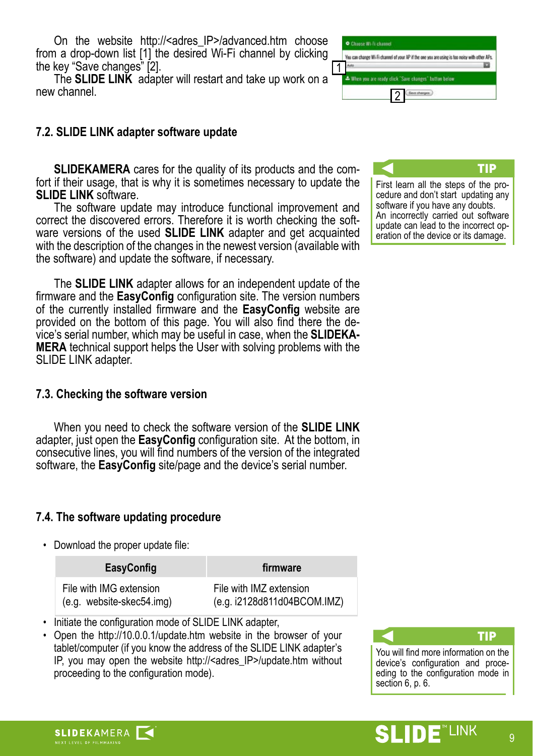On the website http://<adres_IP>/advanced.htm choose from a drop-down list [1] the desired Wi-Fi channel by clicking the key "Save changes" [2].

The **SLIDE LINK** adapter will restart and take up work on a new channel.

### 7.2. SLIDE LINK adapter software update

**SLIDEKAMERA** cares for the quality of its products and the comfort if their usage, that is why it is sometimes necessary to update the **SLIDE LINK** software.

The software update may introduce functional improvement and correct the discovered errors. Therefore it is worth checking the software versions of the used **SLIDE LINK** adapter and get acquainted with the description of the changes in the newest version (available with the software) and update the software, if necessary.

> **TIP**
> First learn all the steps of the procedure and don't start updating any software if you have any doubts. An incorrectly carried out software update can lead to the incorrect operation of the device or its damage.

The **SLIDE LINK** adapter allows for an independent update of the firmware and the **EasyConfig** configuration site. The version numbers of the currently installed firmware and the **EasyConfig** website are provided on the bottom of this page. You will also find there the device's serial number, which may be useful in case, when the **SLIDEKAMERA** technical support helps the User with solving problems with the SLIDE LINK adapter.

### 7.3. Checking the software version

When you need to check the software version of the **SLIDE LINK** adapter, just open the **EasyConfig** configuration site. At the bottom, in consecutive lines, you will find numbers of the version of the integrated software, the **EasyConfig** site/page and the device's serial number.

### 7.4. The software updating procedure

- Download the proper update file:

| EasyConfig | firmware |
|---|---|
| File with IMG extension (e.g. website-skec54.img) | File with IMZ extension (e.g. i2128d811d04BCOM.IMZ) |

- Initiate the configuration mode of SLIDE LINK adapter,
- Open the http://10.0.0.1/update.htm website in the browser of your tablet/computer (if you know the address of the SLIDE LINK adapter's IP, you may open the website http://<adres_IP>/update.htm without proceeding to the configuration mode).

> **TIP**
> You will find more information on the device's configuration and proceeding to the configuration mode in section 6, p. 6.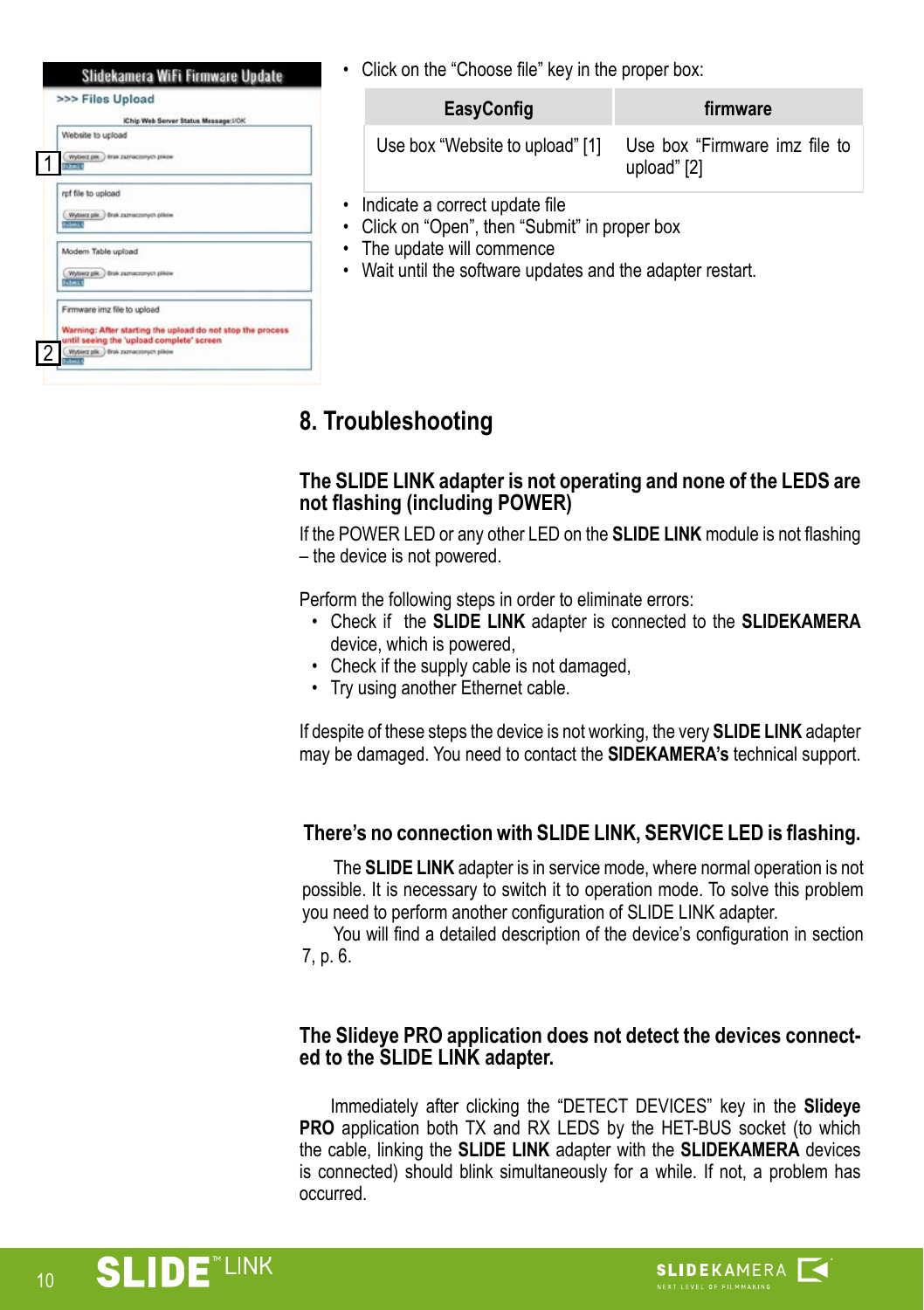- Click on the “Choose file” key in the proper box:

| EasyConfig | firmware |
| --- | --- |
| Use box “Website to upload” [1] | Use box “Firmware imz file to upload” [2] |

- Indicate a correct update file
- Click on “Open”, then “Submit” in proper box
- The update will commence
- Wait until the software updates and the adapter restart.

## 8. Troubleshooting

### The SLIDE LINK adapter is not operating and none of the LEDS are not flashing (including POWER)

If the POWER LED or any other LED on the **SLIDE LINK** module is not flashing – the device is not powered.

Perform the following steps in order to eliminate errors:

- Check if the **SLIDE LINK** adapter is connected to the **SLIDEKAMERA** device, which is powered,
- Check if the supply cable is not damaged,
- Try using another Ethernet cable.

If despite of these steps the device is not working, the very **SLIDE LINK** adapter may be damaged. You need to contact the **SIDEKAMERA’s** technical support.

### There’s no connection with SLIDE LINK, SERVICE LED is flashing.

The **SLIDE LINK** adapter is in service mode, where normal operation is not possible. It is necessary to switch it to operation mode. To solve this problem you need to perform another configuration of SLIDE LINK adapter.

You will find a detailed description of the device’s configuration in section 7, p. 6.

### The Slideye PRO application does not detect the devices connected to the SLIDE LINK adapter.

Immediately after clicking the “DETECT DEVICES” key in the **Slideye PRO** application both TX and RX LEDS by the HET-BUS socket (to which the cable, linking the **SLIDE LINK** adapter with the **SLIDEKAMERA** devices is connected) should blink simultaneously for a while. If not, a problem has occurred.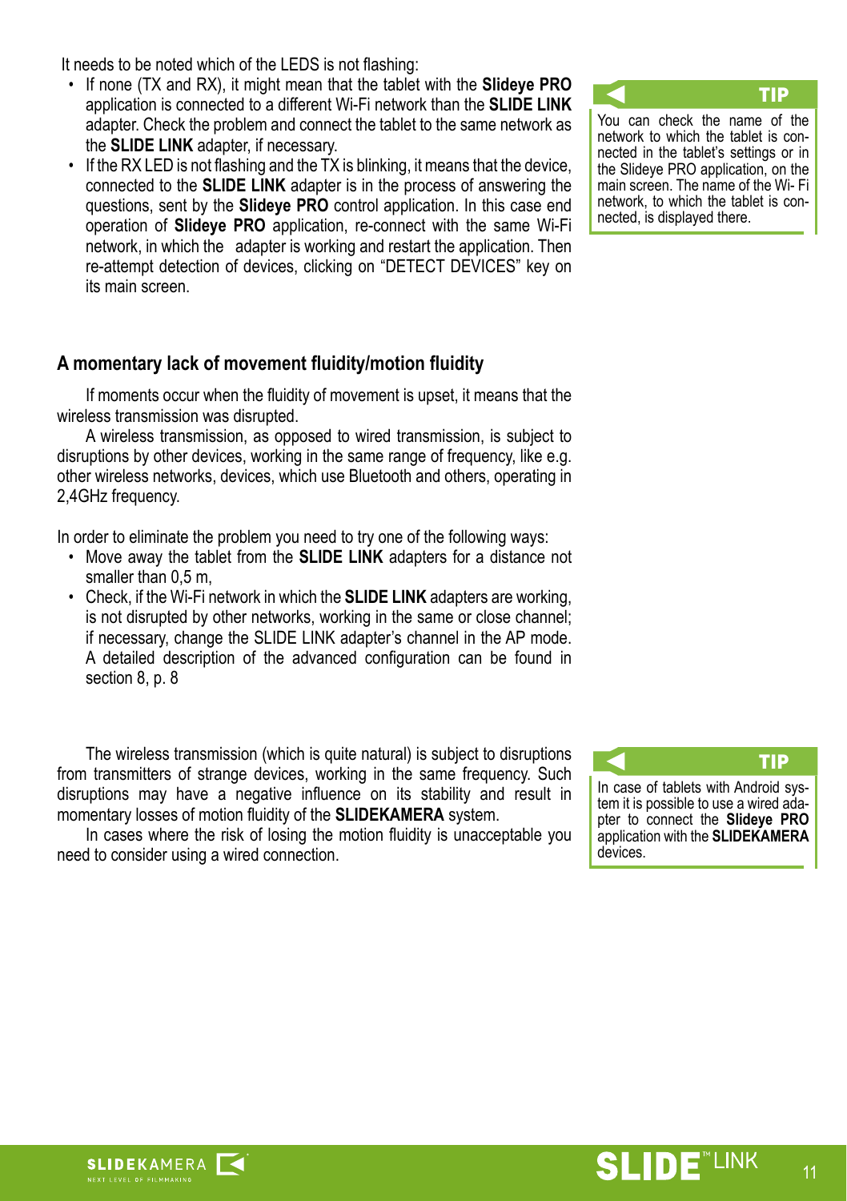It needs to be noted which of the LEDS is not flashing:

- If none (TX and RX), it might mean that the tablet with the **Slideye PRO** application is connected to a different Wi-Fi network than the **SLIDE LINK** adapter. Check the problem and connect the tablet to the same network as the **SLIDE LINK** adapter, if necessary.
- If the RX LED is not flashing and the TX is blinking, it means that the device, connected to the **SLIDE LINK** adapter is in the process of answering the questions, sent by the **Slideye PRO** control application. In this case end operation of **Slideye PRO** application, re-connect with the same Wi-Fi network, in which the adapter is working and restart the application. Then re-attempt detection of devices, clicking on "DETECT DEVICES" key on its main screen.

**TIP**

You can check the name of the network to which the tablet is connected in the tablet's settings or in the Slideye PRO application, on the main screen. The name of the Wi- Fi network, to which the tablet is connected, is displayed there.

### A momentary lack of movement fluidity/motion fluidity

If moments occur when the fluidity of movement is upset, it means that the wireless transmission was disrupted.

A wireless transmission, as opposed to wired transmission, is subject to disruptions by other devices, working in the same range of frequency, like e.g. other wireless networks, devices, which use Bluetooth and others, operating in 2,4GHz frequency.

In order to eliminate the problem you need to try one of the following ways:

- Move away the tablet from the **SLIDE LINK** adapters for a distance not smaller than 0,5 m,
- Check, if the Wi-Fi network in which the **SLIDE LINK** adapters are working, is not disrupted by other networks, working in the same or close channel; if necessary, change the SLIDE LINK adapter's channel in the AP mode. A detailed description of the advanced configuration can be found in section 8, p. 8

The wireless transmission (which is quite natural) is subject to disruptions from transmitters of strange devices, working in the same frequency. Such disruptions may have a negative influence on its stability and result in momentary losses of motion fluidity of the **SLIDEKAMERA** system.

In cases where the risk of losing the motion fluidity is unacceptable you need to consider using a wired connection.

**TIP**

In case of tablets with Android system it is possible to use a wired adapter to connect the **Slideye PRO** application with the **SLIDEKAMERA** devices.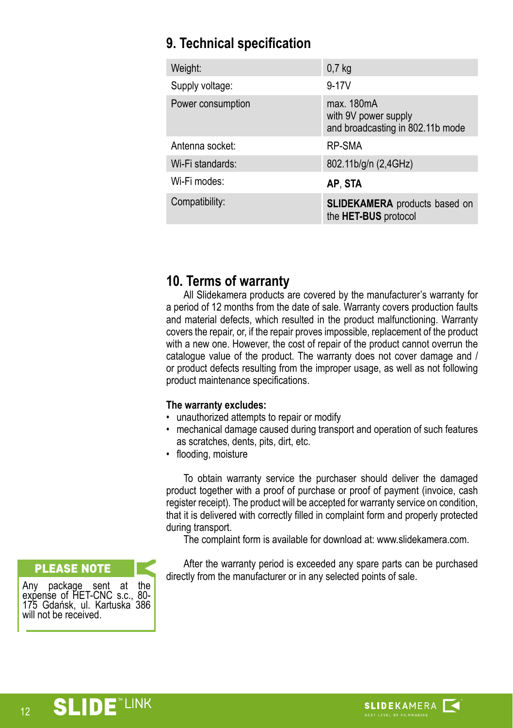## 9. Technical specification

| | |
|---|---|
| Weight: | 0,7 kg |
| Supply voltage: | 9-17V |
| Power consumption | max. 180mA with 9V power supply and broadcasting in 802.11b mode |
| Antenna socket: | RP-SMA |
| Wi-Fi standards: | 802.11b/g/n (2,4GHz) |
| Wi-Fi modes: | **AP**, **STA** |
| Compatibility: | **SLIDEKAMERA** products based on the **HET-BUS** protocol |

## 10. Terms of warranty

All Slidekamera products are covered by the manufacturer's warranty for a period of 12 months from the date of sale. Warranty covers production faults and material defects, which resulted in the product malfunctioning. Warranty covers the repair, or, if the repair proves impossible, replacement of the product with a new one. However, the cost of repair of the product cannot overrun the catalogue value of the product. The warranty does not cover damage and / or product defects resulting from the improper usage, as well as not following product maintenance specifications.

**The warranty excludes:**

- unauthorized attempts to repair or modify
- mechanical damage caused during transport and operation of such features as scratches, dents, pits, dirt, etc.
- flooding, moisture

To obtain warranty service the purchaser should deliver the damaged product together with a proof of purchase or proof of payment (invoice, cash register receipt). The product will be accepted for warranty service on condition, that it is delivered with correctly filled in complaint form and properly protected during transport.

The complaint form is available for download at: www.slidekamera.com.

After the warranty period is exceeded any spare parts can be purchased directly from the manufacturer or in any selected points of sale.

**PLEASE NOTE**

Any package sent at the expense of HET-CNC s.c., 80-175 Gdańsk, ul. Kartuska 386 will not be received.